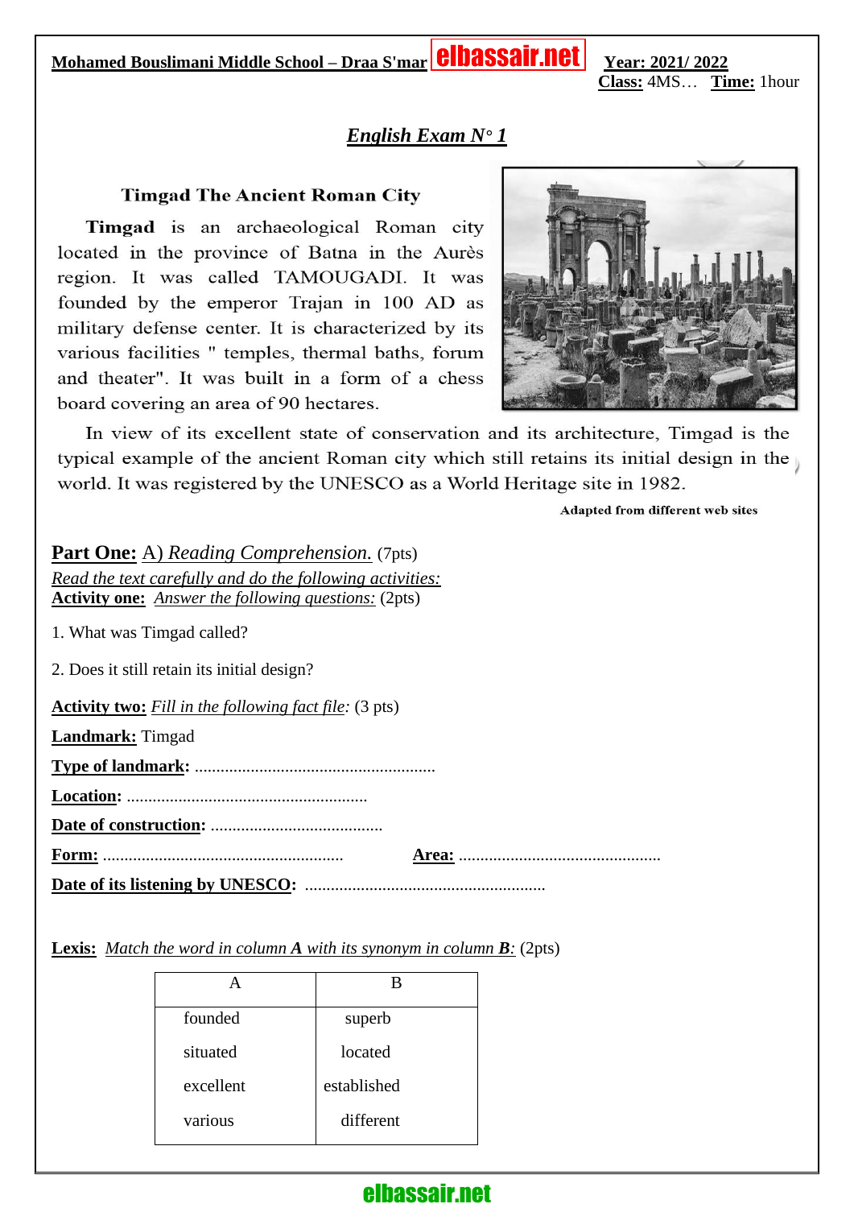**Mohamed Bouslimani Middle School – Draa S'mar** elbassair.net **Year: 2021/ 2022**

**Class:** 4MS… **Time:** 1hour

## *English Exam N° 1*

### Timgad The Ancient Roman City

**Timgad** is an archaeological Roman city located in the province of Batna in the Aurès region. It was called TAMOUGADI. It was founded by the emperor Trajan in 100 AD as military defense center. It is characterized by its various facilities " temples, thermal baths, forum and theater". It was built in a form of a chess board covering an area of 90 hectares.

In view of its excellent state of conservation and its architecture, Timgad is the typical example of the ancient Roman city which still retains its initial design in the world. It was registered by the UNESCO as a World Heritage site in 1982.

**Adapted from different web sites**

**Part One:** A) *Reading Comprehension.* (7pts)

*Read the text carefully and do the following activities:*

**Activity one:** *Answer the following questions:* (2pts)

1. What was Timgad called?

2. Does it still retain its initial design?

**Activity two:** *Fill in the following fact file:* (3 pts)

**Landmark:** Timgad

**Type of landmark:** ........................................................

**Location:** ........................................................

**Date of construction:** ........................................

**Form:** ........................................................ **Area:** ...............................................

**Date of its listening by UNESCO:** ........................................................

**Lexis:** *Match the word in column **A** with its synonym in column **B**:* (2pts)

| A | B |
|---|---|
| founded | superb |
| situated | located |
| excellent | established |
| various | different |

elbassair.net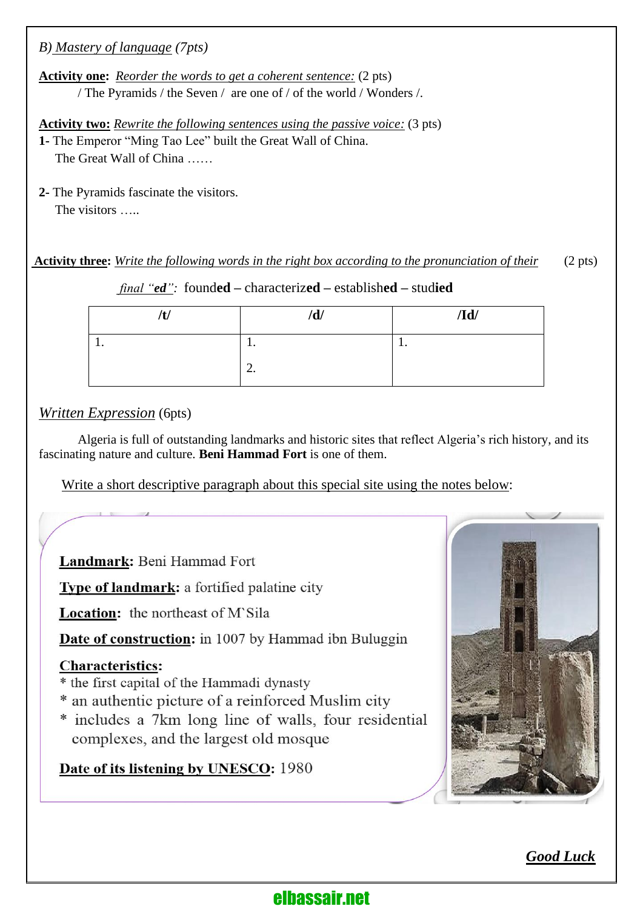*B) Mastery of language* (7pts)

**Activity one:** *Reorder the words to get a coherent sentence:* (2 pts)

/ The Pyramids / the Seven / are one of / of the world / Wonders /.

**Activity two:** *Rewrite the following sentences using the passive voice:* (3 pts)

**1**- The Emperor "Ming Tao Lee" built the Great Wall of China.

The Great Wall of China ……

**2**- The Pyramids fascinate the visitors.

The visitors …..

**Activity three:** *Write the following words in the right box according to the pronunciation of their final "ed":* (2 pts) found**ed** – characteriz**ed** – establish**ed** – stud**ied**

| /t/ | /d/ | /Id/ |
|---|---|---|
| 1. | 1.<br>2. | 1. |

*Written Expression* (6pts)

Algeria is full of outstanding landmarks and historic sites that reflect Algeria's rich history, and its fascinating nature and culture. **Beni Hammad Fort** is one of them.

Write a short descriptive paragraph about this special site using the notes below:

**Landmark:** Beni Hammad Fort

**Type of landmark:** a fortified palatine city

**Location:** the northeast of M`Sila

**Date of construction:** in 1007 by Hammad ibn Buluggin

**Characteristics:**
* the first capital of the Hammadi dynasty
* an authentic picture of a reinforced Muslim city
* includes a 7km long line of walls, four residential complexes, and the largest old mosque

**Date of its listening by UNESCO:** 1980

***Good Luck***